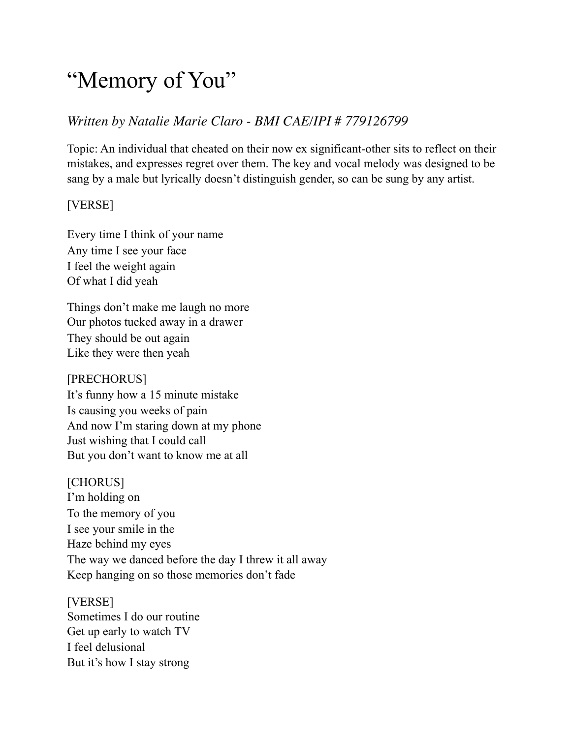# “Memory of You”

*Written by Natalie Marie Claro - BMI CAE/IPI # 779126799*

Topic: An individual that cheated on their now ex significant-other sits to reflect on their mistakes, and expresses regret over them. The key and vocal melody was designed to be sang by a male but lyrically doesn’t distinguish gender, so can be sung by any artist.

[VERSE]

Every time I think of your name
Any time I see your face
I feel the weight again
Of what I did yeah

Things don’t make me laugh no more
Our photos tucked away in a drawer
They should be out again
Like they were then yeah

[PRECHORUS]
It’s funny how a 15 minute mistake
Is causing you weeks of pain
And now I’m staring down at my phone
Just wishing that I could call
But you don’t want to know me at all

[CHORUS]
I’m holding on
To the memory of you
I see your smile in the
Haze behind my eyes
The way we danced before the day I threw it all away
Keep hanging on so those memories don’t fade

[VERSE]
Sometimes I do our routine
Get up early to watch TV
I feel delusional
But it’s how I stay strong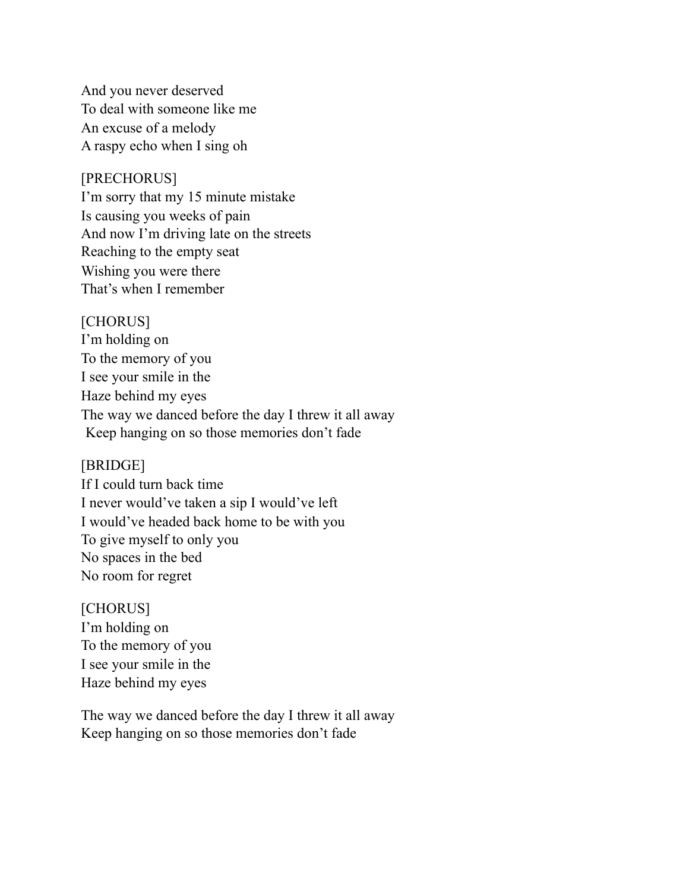And you never deserved
To deal with someone like me
An excuse of a melody
A raspy echo when I sing oh

[PRECHORUS]
I'm sorry that my 15 minute mistake
Is causing you weeks of pain
And now I'm driving late on the streets
Reaching to the empty seat
Wishing you were there
That's when I remember

[CHORUS]
I'm holding on
To the memory of you
I see your smile in the
Haze behind my eyes
The way we danced before the day I threw it all away
Keep hanging on so those memories don't fade

[BRIDGE]
If I could turn back time
I never would've taken a sip I would've left
I would've headed back home to be with you
To give myself to only you
No spaces in the bed
No room for regret

[CHORUS]
I'm holding on
To the memory of you
I see your smile in the
Haze behind my eyes

The way we danced before the day I threw it all away
Keep hanging on so those memories don't fade